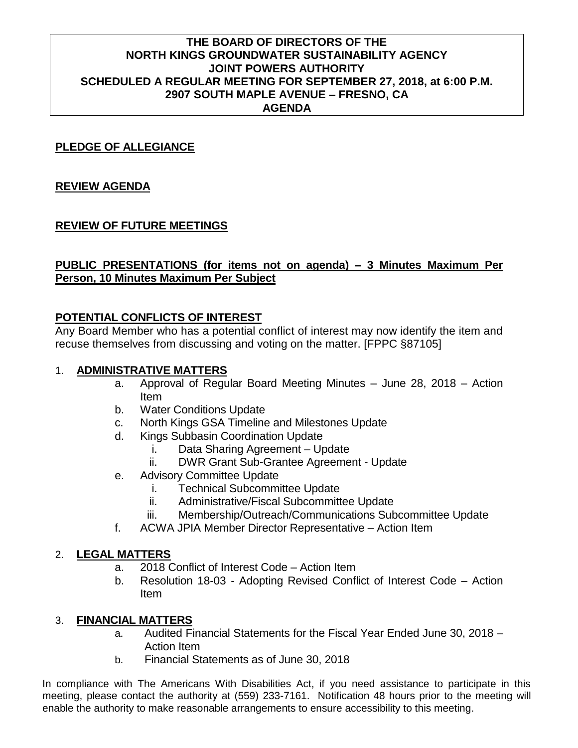# THE BOARD OF DIRECTORS OF THE NORTH KINGS GROUNDWATER SUSTAINABILITY AGENCY JOINT POWERS AUTHORITY SCHEDULED A REGULAR MEETING FOR SEPTEMBER 27, 2018, at 6:00 P.M. 2907 SOUTH MAPLE AVENUE – FRESNO, CA AGENDA

**PLEDGE OF ALLEGIANCE**

**REVIEW AGENDA**

**REVIEW OF FUTURE MEETINGS**

**PUBLIC PRESENTATIONS (for items not on agenda) – 3 Minutes Maximum Per Person, 10 Minutes Maximum Per Subject**

**POTENTIAL CONFLICTS OF INTEREST**

Any Board Member who has a potential conflict of interest may now identify the item and recuse themselves from discussing and voting on the matter. [FPPC §87105]

1. **ADMINISTRATIVE MATTERS**
    a. Approval of Regular Board Meeting Minutes – June 28, 2018 – Action Item
    b. Water Conditions Update
    c. North Kings GSA Timeline and Milestones Update
    d. Kings Subbasin Coordination Update
        i. Data Sharing Agreement – Update
        ii. DWR Grant Sub-Grantee Agreement - Update
    e. Advisory Committee Update
        i. Technical Subcommittee Update
        ii. Administrative/Fiscal Subcommittee Update
        iii. Membership/Outreach/Communications Subcommittee Update
    f. ACWA JPIA Member Director Representative – Action Item

2. **LEGAL MATTERS**
    a. 2018 Conflict of Interest Code – Action Item
    b. Resolution 18-03 - Adopting Revised Conflict of Interest Code – Action Item

3. **FINANCIAL MATTERS**
    a. Audited Financial Statements for the Fiscal Year Ended June 30, 2018 – Action Item
    b. Financial Statements as of June 30, 2018

In compliance with The Americans With Disabilities Act, if you need assistance to participate in this meeting, please contact the authority at (559) 233-7161. Notification 48 hours prior to the meeting will enable the authority to make reasonable arrangements to ensure accessibility to this meeting.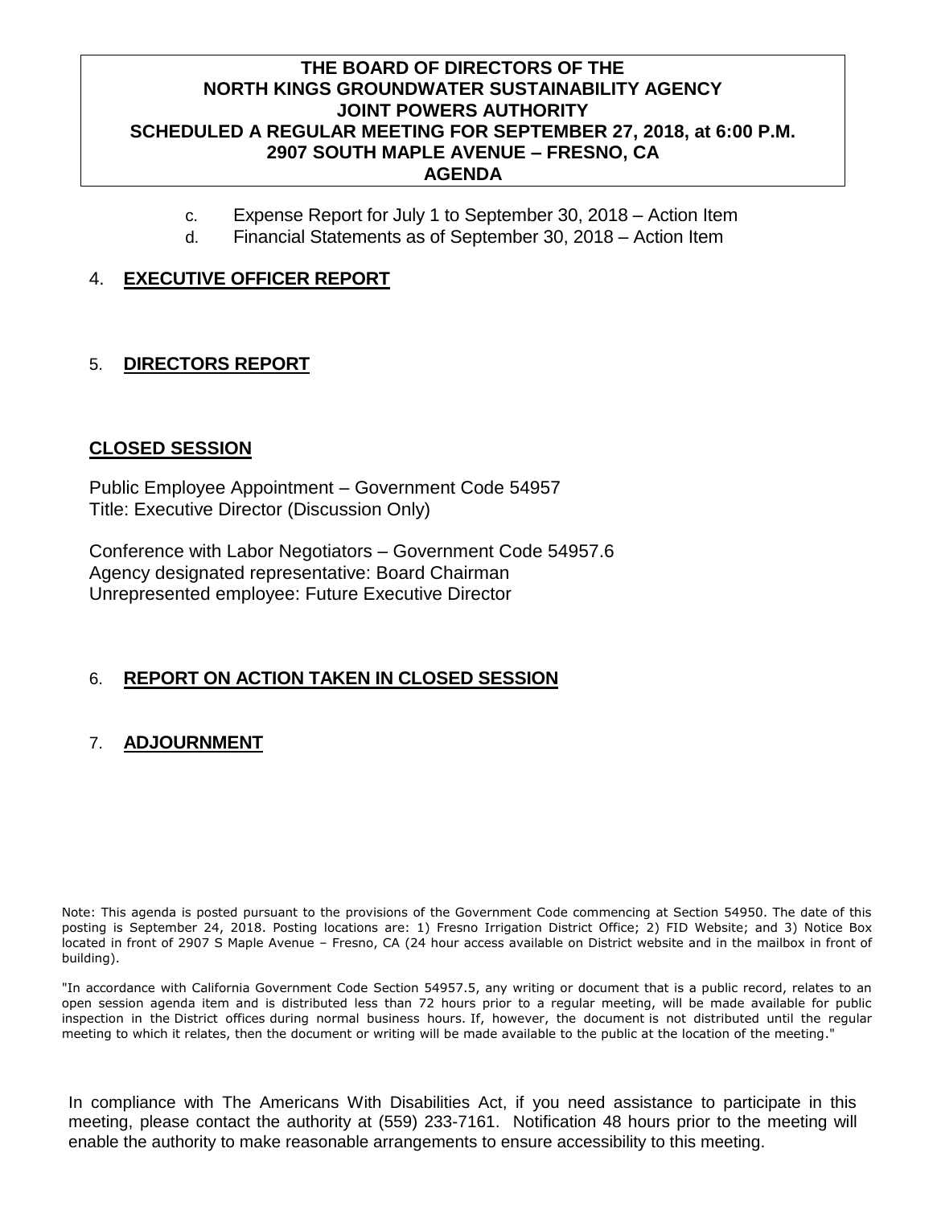**THE BOARD OF DIRECTORS OF THE NORTH KINGS GROUNDWATER SUSTAINABILITY AGENCY JOINT POWERS AUTHORITY SCHEDULED A REGULAR MEETING FOR SEPTEMBER 27, 2018, at 6:00 P.M. 2907 SOUTH MAPLE AVENUE – FRESNO, CA AGENDA**

c. Expense Report for July 1 to September 30, 2018 – Action Item

d. Financial Statements as of September 30, 2018 – Action Item

4. **EXECUTIVE OFFICER REPORT**

5. **DIRECTORS REPORT**

**CLOSED SESSION**

Public Employee Appointment – Government Code 54957
Title: Executive Director (Discussion Only)

Conference with Labor Negotiators – Government Code 54957.6
Agency designated representative: Board Chairman
Unrepresented employee: Future Executive Director

6. **REPORT ON ACTION TAKEN IN CLOSED SESSION**

7. **ADJOURNMENT**

Note: This agenda is posted pursuant to the provisions of the Government Code commencing at Section 54950. The date of this posting is September 24, 2018. Posting locations are: 1) Fresno Irrigation District Office; 2) FID Website; and 3) Notice Box located in front of 2907 S Maple Avenue – Fresno, CA (24 hour access available on District website and in the mailbox in front of building).

"In accordance with California Government Code Section 54957.5, any writing or document that is a public record, relates to an open session agenda item and is distributed less than 72 hours prior to a regular meeting, will be made available for public inspection in the District offices during normal business hours. If, however, the document is not distributed until the regular meeting to which it relates, then the document or writing will be made available to the public at the location of the meeting."

In compliance with The Americans With Disabilities Act, if you need assistance to participate in this meeting, please contact the authority at (559) 233-7161. Notification 48 hours prior to the meeting will enable the authority to make reasonable arrangements to ensure accessibility to this meeting.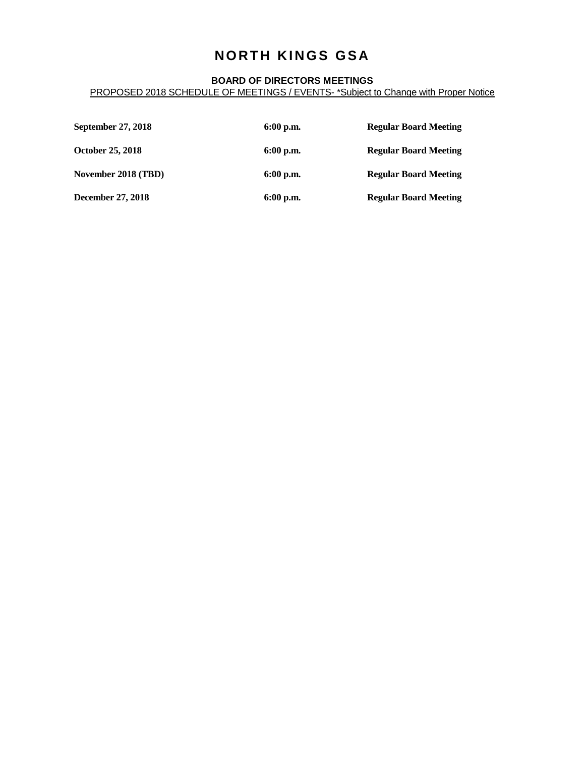# NORTH KINGS GSA

**BOARD OF DIRECTORS MEETINGS**

PROPOSED 2018 SCHEDULE OF MEETINGS / EVENTS- *Subject to Change with Proper Notice

| | | |
|---|---|---|
| **September 27, 2018** | **6:00 p.m.** | **Regular Board Meeting** |
| **October 25, 2018** | **6:00 p.m.** | **Regular Board Meeting** |
| **November 2018 (TBD)** | **6:00 p.m.** | **Regular Board Meeting** |
| **December 27, 2018** | **6:00 p.m.** | **Regular Board Meeting** |